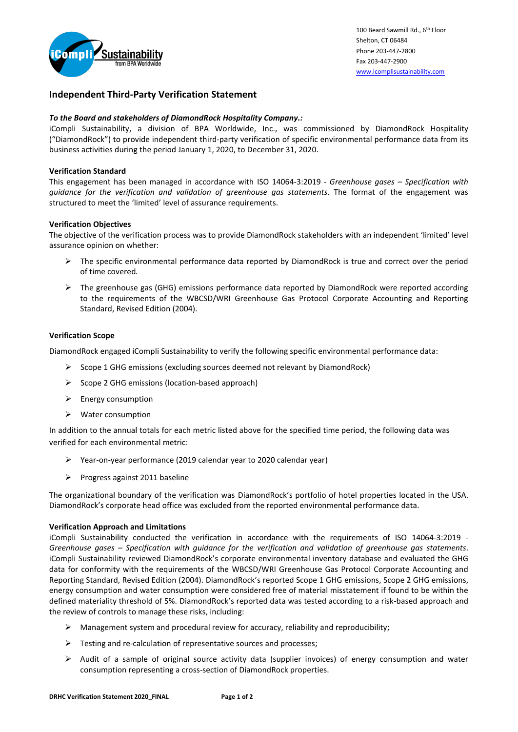100 Beard Sawmill Rd., 6th Floor
Shelton, CT 06484
Phone 203-447-2800
Fax 203-447-2900
www.icomplisustainability.com

# Independent Third-Party Verification Statement

***To the Board and stakeholders of DiamondRock Hospitality Company.:***
iCompli Sustainability, a division of BPA Worldwide, Inc., was commissioned by DiamondRock Hospitality ("DiamondRock") to provide independent third-party verification of specific environmental performance data from its business activities during the period January 1, 2020, to December 31, 2020.

**Verification Standard**
This engagement has been managed in accordance with ISO 14064-3:2019 - *Greenhouse gases – Specification with guidance for the verification and validation of greenhouse gas statements*. The format of the engagement was structured to meet the 'limited' level of assurance requirements.

**Verification Objectives**
The objective of the verification process was to provide DiamondRock stakeholders with an independent 'limited' level assurance opinion on whether:

- The specific environmental performance data reported by DiamondRock is true and correct over the period of time covered.
- The greenhouse gas (GHG) emissions performance data reported by DiamondRock were reported according to the requirements of the WBCSD/WRI Greenhouse Gas Protocol Corporate Accounting and Reporting Standard, Revised Edition (2004).

**Verification Scope**

DiamondRock engaged iCompli Sustainability to verify the following specific environmental performance data:

- Scope 1 GHG emissions (excluding sources deemed not relevant by DiamondRock)
- Scope 2 GHG emissions (location-based approach)
- Energy consumption
- Water consumption

In addition to the annual totals for each metric listed above for the specified time period, the following data was verified for each environmental metric:

- Year-on-year performance (2019 calendar year to 2020 calendar year)
- Progress against 2011 baseline

The organizational boundary of the verification was DiamondRock's portfolio of hotel properties located in the USA. DiamondRock's corporate head office was excluded from the reported environmental performance data.

**Verification Approach and Limitations**
iCompli Sustainability conducted the verification in accordance with the requirements of ISO 14064-3:2019 - *Greenhouse gases – Specification with guidance for the verification and validation of greenhouse gas statements*. iCompli Sustainability reviewed DiamondRock's corporate environmental inventory database and evaluated the GHG data for conformity with the requirements of the WBCSD/WRI Greenhouse Gas Protocol Corporate Accounting and Reporting Standard, Revised Edition (2004). DiamondRock's reported Scope 1 GHG emissions, Scope 2 GHG emissions, energy consumption and water consumption were considered free of material misstatement if found to be within the defined materiality threshold of 5%. DiamondRock's reported data was tested according to a risk-based approach and the review of controls to manage these risks, including:

- Management system and procedural review for accuracy, reliability and reproducibility;
- Testing and re-calculation of representative sources and processes;
- Audit of a sample of original source activity data (supplier invoices) of energy consumption and water consumption representing a cross-section of DiamondRock properties.

DRHC Verification Statement 2020_FINAL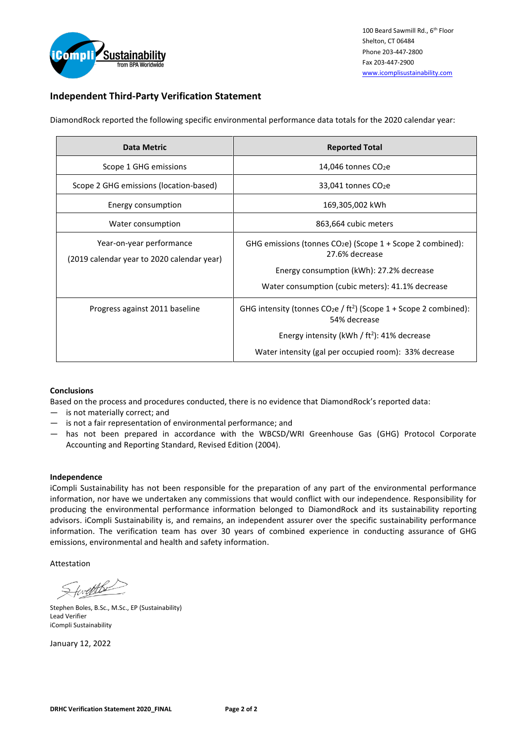100 Beard Sawmill Rd., 6th Floor
Shelton, CT 06484
Phone 203-447-2800
Fax 203-447-2900
www.icomplisustainability.com

## Independent Third-Party Verification Statement

DiamondRock reported the following specific environmental performance data totals for the 2020 calendar year:

| Data Metric | Reported Total |
|---|---|
| Scope 1 GHG emissions | 14,046 tonnes $CO_2e$ |
| Scope 2 GHG emissions (location-based) | 33,041 tonnes $CO_2e$ |
| Energy consumption | 169,305,002 kWh |
| Water consumption | 863,664 cubic meters |
| Year-on-year performance (2019 calendar year to 2020 calendar year) | GHG emissions (tonnes $CO_2e$) (Scope 1 + Scope 2 combined): 27.6% decrease<br>Energy consumption (kWh): 27.2% decrease<br>Water consumption (cubic meters): 41.1% decrease |
| Progress against 2011 baseline | GHG intensity (tonnes $CO_2e$ / $ft^2$) (Scope 1 + Scope 2 combined): 54% decrease<br>Energy intensity (kWh / $ft^2$): 41% decrease<br>Water intensity (gal per occupied room): 33% decrease |

**Conclusions**

Based on the process and procedures conducted, there is no evidence that DiamondRock's reported data:

— is not materially correct; and

— is not a fair representation of environmental performance; and

— has not been prepared in accordance with the WBCSD/WRI Greenhouse Gas (GHG) Protocol Corporate Accounting and Reporting Standard, Revised Edition (2004).

**Independence**

iCompli Sustainability has not been responsible for the preparation of any part of the environmental performance information, nor have we undertaken any commissions that would conflict with our independence. Responsibility for producing the environmental performance information belonged to DiamondRock and its sustainability reporting advisors. iCompli Sustainability is, and remains, an independent assurer over the specific sustainability performance information. The verification team has over 30 years of combined experience in conducting assurance of GHG emissions, environmental and health and safety information.

Attestation

Stephen Boles, B.Sc., M.Sc., EP (Sustainability)
Lead Verifier
iCompli Sustainability

January 12, 2022